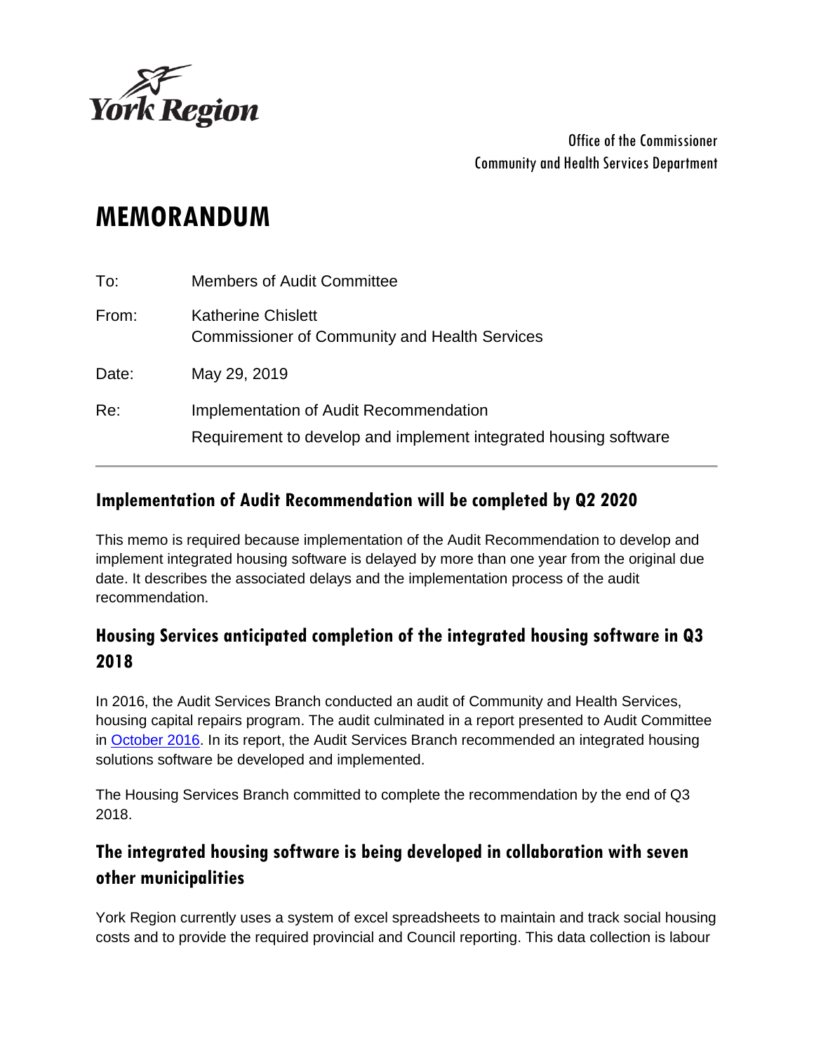York Region

Office of the Commissioner
Community and Health Services Department

# MEMORANDUM

To: Members of Audit Committee

From: Katherine Chislett
Commissioner of Community and Health Services

Date: May 29, 2019

Re: Implementation of Audit Recommendation
Requirement to develop and implement integrated housing software

---

## Implementation of Audit Recommendation will be completed by Q2 2020

This memo is required because implementation of the Audit Recommendation to develop and implement integrated housing software is delayed by more than one year from the original due date. It describes the associated delays and the implementation process of the audit recommendation.

## Housing Services anticipated completion of the integrated housing software in Q3 2018

In 2016, the Audit Services Branch conducted an audit of Community and Health Services, housing capital repairs program. The audit culminated in a report presented to Audit Committee in October 2016. In its report, the Audit Services Branch recommended an integrated housing solutions software be developed and implemented.

The Housing Services Branch committed to complete the recommendation by the end of Q3 2018.

## The integrated housing software is being developed in collaboration with seven other municipalities

York Region currently uses a system of excel spreadsheets to maintain and track social housing costs and to provide the required provincial and Council reporting. This data collection is labour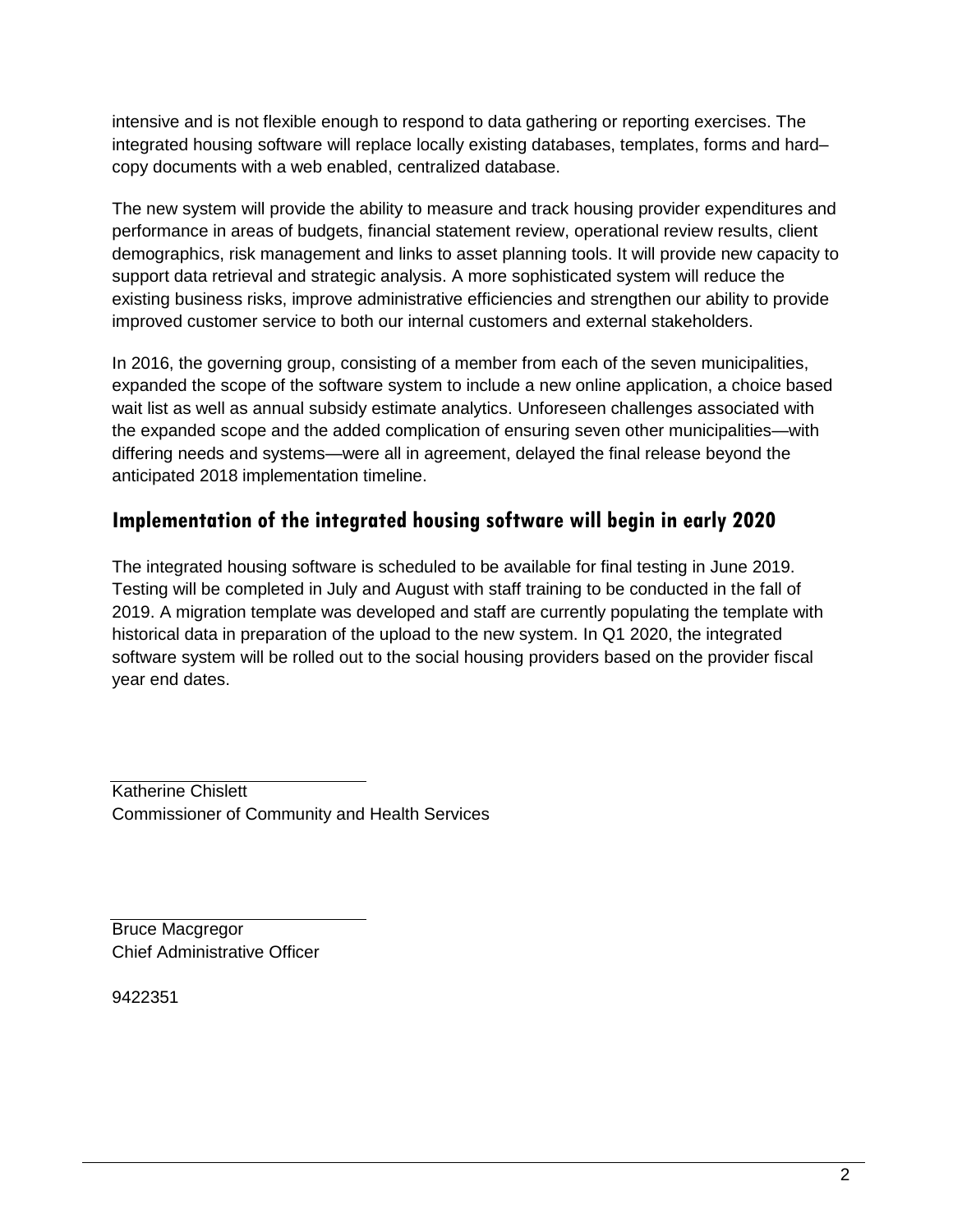intensive and is not flexible enough to respond to data gathering or reporting exercises. The integrated housing software will replace locally existing databases, templates, forms and hard–copy documents with a web enabled, centralized database.

The new system will provide the ability to measure and track housing provider expenditures and performance in areas of budgets, financial statement review, operational review results, client demographics, risk management and links to asset planning tools. It will provide new capacity to support data retrieval and strategic analysis. A more sophisticated system will reduce the existing business risks, improve administrative efficiencies and strengthen our ability to provide improved customer service to both our internal customers and external stakeholders.

In 2016, the governing group, consisting of a member from each of the seven municipalities, expanded the scope of the software system to include a new online application, a choice based wait list as well as annual subsidy estimate analytics. Unforeseen challenges associated with the expanded scope and the added complication of ensuring seven other municipalities—with differing needs and systems—were all in agreement, delayed the final release beyond the anticipated 2018 implementation timeline.

## Implementation of the integrated housing software will begin in early 2020

The integrated housing software is scheduled to be available for final testing in June 2019. Testing will be completed in July and August with staff training to be conducted in the fall of 2019. A migration template was developed and staff are currently populating the template with historical data in preparation of the upload to the new system. In Q1 2020, the integrated software system will be rolled out to the social housing providers based on the provider fiscal year end dates.

Katherine Chislett
Commissioner of Community and Health Services

Bruce Macgregor
Chief Administrative Officer

9422351